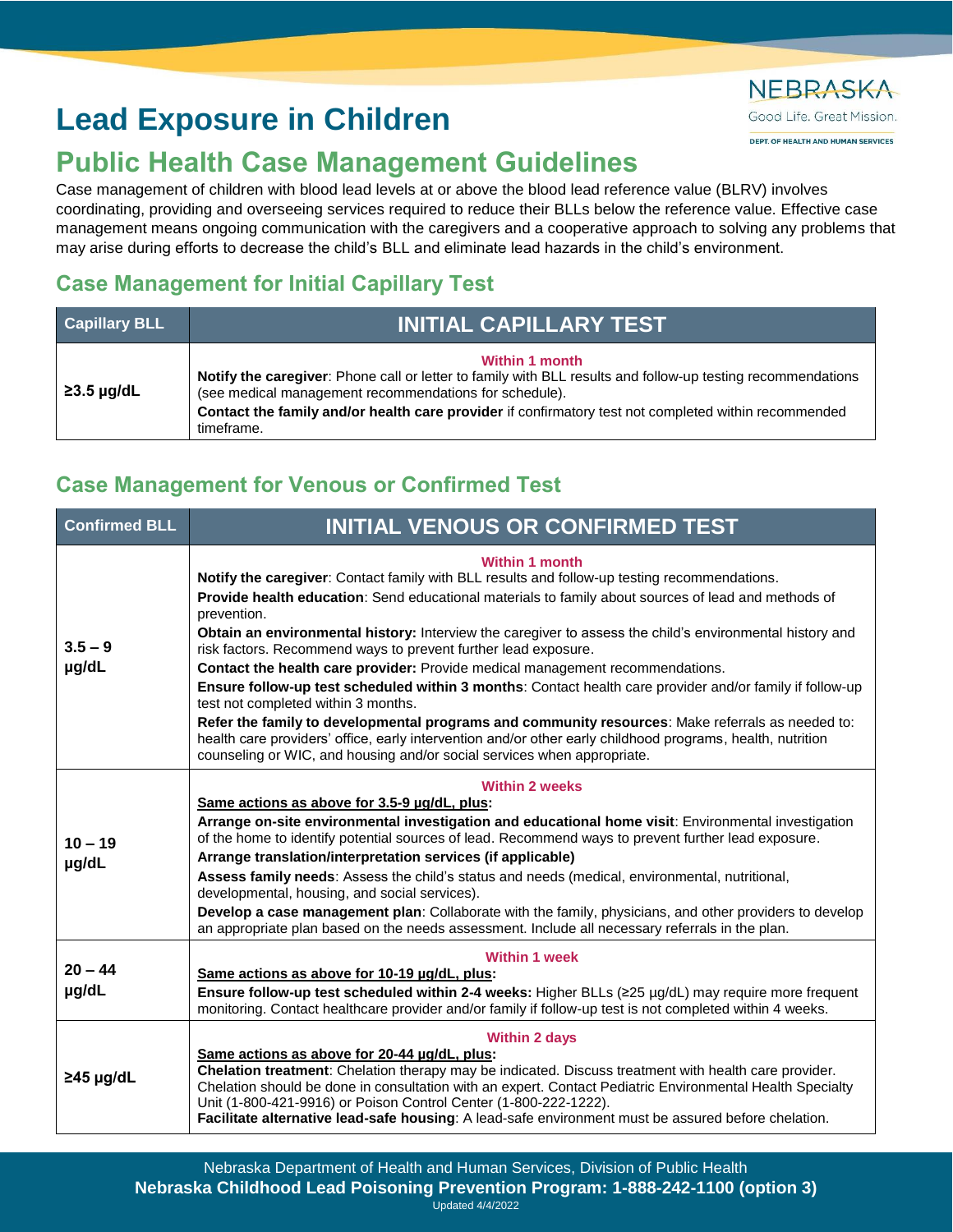# Lead Exposure in Children

## Public Health Case Management Guidelines

Case management of children with blood lead levels at or above the blood lead reference value (BLRV) involves coordinating, providing and overseeing services required to reduce their BLLs below the reference value. Effective case management means ongoing communication with the caregivers and a cooperative approach to solving any problems that may arise during efforts to decrease the child's BLL and eliminate lead hazards in the child's environment.

### Case Management for Initial Capillary Test

| Capillary BLL | INITIAL CAPILLARY TEST |
|---|---|
| ≥3.5 µg/dL | **Within 1 month**<br>**Notify the caregiver**: Phone call or letter to family with BLL results and follow-up testing recommendations (see medical management recommendations for schedule).<br>**Contact the family and/or health care provider** if confirmatory test not completed within recommended timeframe. |

### Case Management for Venous or Confirmed Test

| Confirmed BLL | INITIAL VENOUS OR CONFIRMED TEST |
|---|---|
| 3.5 – 9 µg/dL | **Within 1 month**<br>**Notify the caregiver**: Contact family with BLL results and follow-up testing recommendations.<br>**Provide health education**: Send educational materials to family about sources of lead and methods of prevention.<br>**Obtain an environmental history:** Interview the caregiver to assess the child's environmental history and risk factors. Recommend ways to prevent further lead exposure.<br>**Contact the health care provider:** Provide medical management recommendations.<br>**Ensure follow-up test scheduled within 3 months**: Contact health care provider and/or family if follow-up test not completed within 3 months.<br>**Refer the family to developmental programs and community resources**: Make referrals as needed to: health care providers' office, early intervention and/or other early childhood programs, health, nutrition counseling or WIC, and housing and/or social services when appropriate. |
| 10 – 19 µg/dL | **Within 2 weeks**<br>**Same actions as above for 3.5-9 µg/dL, plus:**<br>**Arrange on-site environmental investigation and educational home visit**: Environmental investigation of the home to identify potential sources of lead. Recommend ways to prevent further lead exposure.<br>**Arrange translation/interpretation services (if applicable)**<br>**Assess family needs**: Assess the child's status and needs (medical, environmental, nutritional, developmental, housing, and social services).<br>**Develop a case management plan**: Collaborate with the family, physicians, and other providers to develop an appropriate plan based on the needs assessment. Include all necessary referrals in the plan. |
| 20 – 44 µg/dL | **Within 1 week**<br>**Same actions as above for 10-19 µg/dL, plus:**<br>**Ensure follow-up test scheduled within 2-4 weeks:** Higher BLLs (≥25 µg/dL) may require more frequent monitoring. Contact healthcare provider and/or family if follow-up test is not completed within 4 weeks. |
| ≥45 µg/dL | **Within 2 days**<br>**Same actions as above for 20-44 µg/dL, plus:**<br>**Chelation treatment**: Chelation therapy may be indicated. Discuss treatment with health care provider. Chelation should be done in consultation with an expert. Contact Pediatric Environmental Health Specialty Unit (1-800-421-9916) or Poison Control Center (1-800-222-1222).<br>**Facilitate alternative lead-safe housing**: A lead-safe environment must be assured before chelation. |

Nebraska Department of Health and Human Services, Division of Public Health
**Nebraska Childhood Lead Poisoning Prevention Program: 1-888-242-1100 (option 3)**
Updated 4/4/2022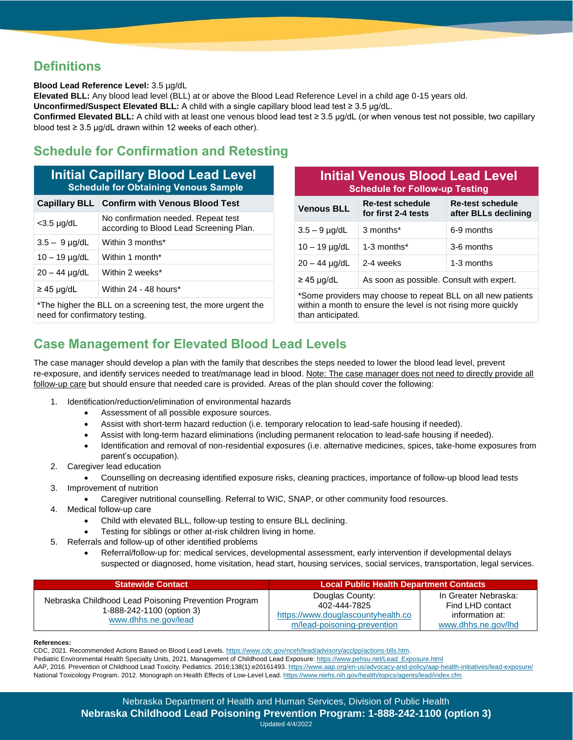## Definitions

**Blood Lead Reference Level:** 3.5 µg/dL
**Elevated BLL:** Any blood lead level (BLL) at or above the Blood Lead Reference Level in a child age 0-15 years old.
**Unconfirmed/Suspect Elevated BLL:** A child with a single capillary blood lead test ≥ 3.5 µg/dL.
**Confirmed Elevated BLL:** A child with at least one venous blood lead test ≥ 3.5 µg/dL (or when venous test not possible, two capillary blood test ≥ 3.5 µg/dL drawn within 12 weeks of each other).

## Schedule for Confirmation and Retesting

**Initial Capillary Blood Lead Level**
**Schedule for Obtaining Venous Sample**

| Capillary BLL | Confirm with Venous Blood Test |
|---|---|
| <3.5 µg/dL | No confirmation needed. Repeat test according to Blood Lead Screening Plan. |
| 3.5 – 9 µg/dL | Within 3 months* |
| 10 – 19 µg/dL | Within 1 month* |
| 20 – 44 µg/dL | Within 2 weeks* |
| ≥ 45 µg/dL | Within 24 - 48 hours* |

*The higher the BLL on a screening test, the more urgent the need for confirmatory testing.

**Initial Venous Blood Lead Level**
**Schedule for Follow-up Testing**

| Venous BLL | Re-test schedule for first 2-4 tests | Re-test schedule after BLLs declining |
|---|---|---|
| 3.5 – 9 µg/dL | 3 months* | 6-9 months |
| 10 – 19 µg/dL | 1-3 months* | 3-6 months |
| 20 – 44 µg/dL | 2-4 weeks | 1-3 months |
| ≥ 45 µg/dL | As soon as possible. Consult with expert. | |

*Some providers may choose to repeat BLL on all new patients within a month to ensure the level is not rising more quickly than anticipated.

## Case Management for Elevated Blood Lead Levels

The case manager should develop a plan with the family that describes the steps needed to lower the blood lead level, prevent re-exposure, and identify services needed to treat/manage lead in blood. Note: The case manager does not need to directly provide all follow-up care but should ensure that needed care is provided. Areas of the plan should cover the following:

1. Identification/reduction/elimination of environmental hazards
   - Assessment of all possible exposure sources.
   - Assist with short-term hazard reduction (i.e. temporary relocation to lead-safe housing if needed).
   - Assist with long-term hazard eliminations (including permanent relocation to lead-safe housing if needed).
   - Identification and removal of non-residential exposures (i.e. alternative medicines, spices, take-home exposures from parent's occupation).
2. Caregiver lead education
   - Counselling on decreasing identified exposure risks, cleaning practices, importance of follow-up blood lead tests
3. Improvement of nutrition
   - Caregiver nutritional counselling. Referral to WIC, SNAP, or other community food resources.
4. Medical follow-up care
   - Child with elevated BLL, follow-up testing to ensure BLL declining.
   - Testing for siblings or other at-risk children living in home.
5. Referrals and follow-up of other identified problems
   - Referral/follow-up for: medical services, developmental assessment, early intervention if developmental delays suspected or diagnosed, home visitation, head start, housing services, social services, transportation, legal services.

| Statewide Contact | Local Public Health Department Contacts | |
|---|---|---|
| Nebraska Childhood Lead Poisoning Prevention Program 1-888-242-1100 (option 3) www.dhhs.ne.gov/lead | Douglas County: 402-444-7825 https://www.douglascountyhealth.com/lead-poisoning-prevention | In Greater Nebraska: Find LHD contact information at: www.dhhs.ne.gov/lhd |

**References:**
CDC, 2021. Recommended Actions Based on Blood Lead Levels. https://www.cdc.gov/nceh/lead/advisory/acclpp/actions-blls.htm.
Pediatric Environmental Health Specialty Units, 2021. Management of Childhood Lead Exposure: https://www.pehsu.net/Lead_Exposure.html
AAP, 2016. Prevention of Childhood Lead Toxicity. Pediatrics. 2016;138(1):e20161493. https://www.aap.org/en-us/advocacy-and-policy/aap-health-initiatives/lead-exposure/
National Toxicology Program. 2012. Monograph on Health Effects of Low-Level Lead. https://www.niehs.nih.gov/health/topics/agents/lead/index.cfm

Nebraska Department of Health and Human Services, Division of Public Health
**Nebraska Childhood Lead Poisoning Prevention Program: 1-888-242-1100 (option 3)**
Updated 4/4/2022